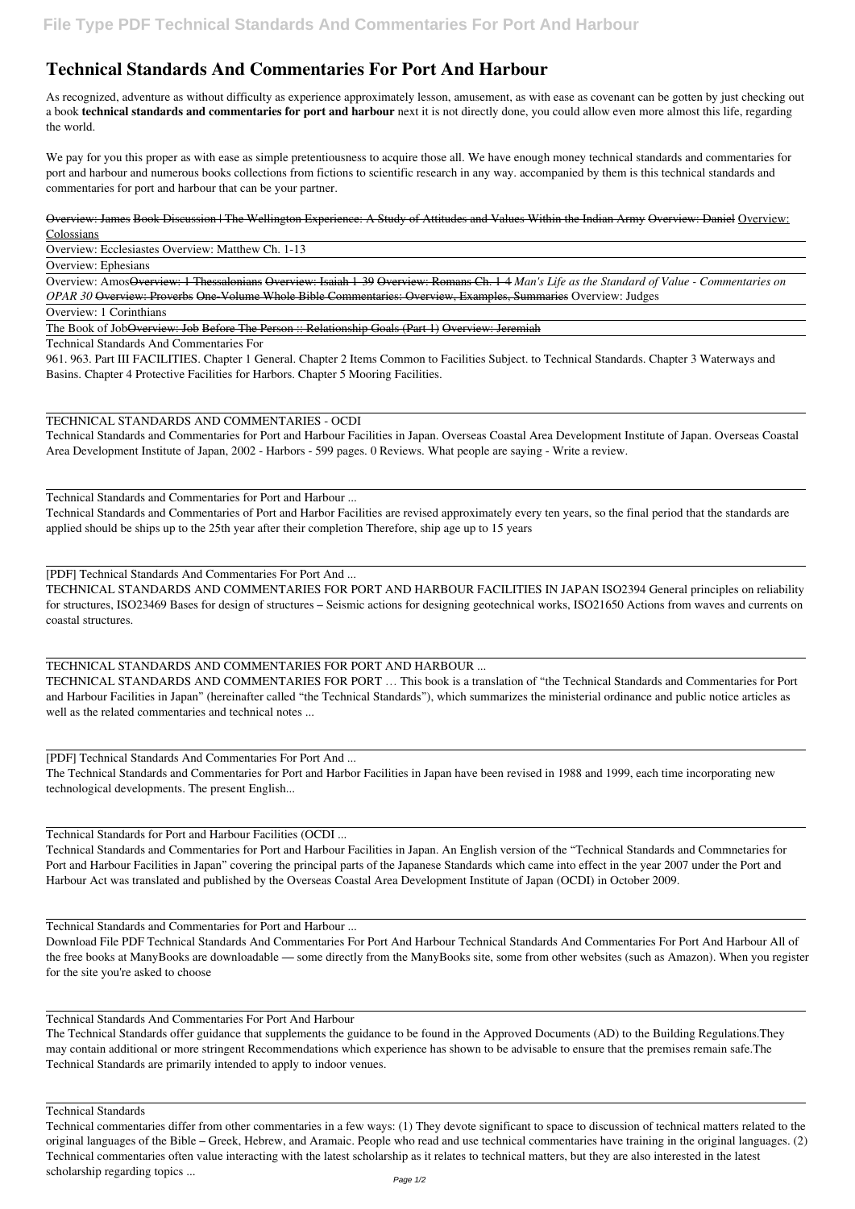# Technical Standards And Commentaries For Port And Harbour

As recognized, adventure as without difficulty as experience approximately lesson, amusement, as with ease as covenant can be gotten by just checking out a book **technical standards and commentaries for port and harbour** next it is not directly done, you could allow even more almost this life, regarding the world.

We pay for you this proper as with ease as simple pretentiousness to acquire those all. We have enough money technical standards and commentaries for port and harbour and numerous books collections from fictions to scientific research in any way. accompanied by them is this technical standards and commentaries for port and harbour that can be your partner.

~~Overview: James Book Discussion | The Wellington Experience: A Study of Attitudes and Values Within the Indian Army Overview: Daniel~~ Overview: Colossians

Overview: Ecclesiastes Overview: Matthew Ch. 1-13

Overview: Ephesians

Overview: Amos~~Overview: 1 Thessalonians Overview: Isaiah 1-39 Overview: Romans Ch. 1-4~~ *Man's Life as the Standard of Value - Commentaries on OPAR 30* ~~Overview: Proverbs One-Volume Whole Bible Commentaries: Overview, Examples, Summaries~~ Overview: Judges

Overview: 1 Corinthians

The Book of Job~~Overview: Job Before The Person :: Relationship Goals (Part 1) Overview: Jeremiah~~

Technical Standards And Commentaries For

961. 963. Part III FACILITIES. Chapter 1 General. Chapter 2 Items Common to Facilities Subject. to Technical Standards. Chapter 3 Waterways and Basins. Chapter 4 Protective Facilities for Harbors. Chapter 5 Mooring Facilities.

TECHNICAL STANDARDS AND COMMENTARIES - OCDI

Technical Standards and Commentaries for Port and Harbour Facilities in Japan. Overseas Coastal Area Development Institute of Japan. Overseas Coastal Area Development Institute of Japan, 2002 - Harbors - 599 pages. 0 Reviews. What people are saying - Write a review.

Technical Standards and Commentaries for Port and Harbour ...

Technical Standards and Commentaries of Port and Harbor Facilities are revised approximately every ten years, so the final period that the standards are applied should be ships up to the 25th year after their completion Therefore, ship age up to 15 years

[PDF] Technical Standards And Commentaries For Port And ...

TECHNICAL STANDARDS AND COMMENTARIES FOR PORT AND HARBOUR FACILITIES IN JAPAN ISO2394 General principles on reliability for structures, ISO23469 Bases for design of structures – Seismic actions for designing geotechnical works, ISO21650 Actions from waves and currents on coastal structures.

TECHNICAL STANDARDS AND COMMENTARIES FOR PORT AND HARBOUR ...

TECHNICAL STANDARDS AND COMMENTARIES FOR PORT … This book is a translation of "the Technical Standards and Commentaries for Port and Harbour Facilities in Japan" (hereinafter called "the Technical Standards"), which summarizes the ministerial ordinance and public notice articles as well as the related commentaries and technical notes ...

[PDF] Technical Standards And Commentaries For Port And ...

The Technical Standards and Commentaries for Port and Harbor Facilities in Japan have been revised in 1988 and 1999, each time incorporating new technological developments. The present English...

Technical Standards for Port and Harbour Facilities (OCDI ...

Technical Standards and Commentaries for Port and Harbour Facilities in Japan. An English version of the "Technical Standards and Commnetaries for Port and Harbour Facilities in Japan" covering the principal parts of the Japanese Standards which came into effect in the year 2007 under the Port and Harbour Act was translated and published by the Overseas Coastal Area Development Institute of Japan (OCDI) in October 2009.

Technical Standards and Commentaries for Port and Harbour ...

Download File PDF Technical Standards And Commentaries For Port And Harbour Technical Standards And Commentaries For Port And Harbour All of the free books at ManyBooks are downloadable — some directly from the ManyBooks site, some from other websites (such as Amazon). When you register for the site you're asked to choose

Technical Standards And Commentaries For Port And Harbour

The Technical Standards offer guidance that supplements the guidance to be found in the Approved Documents (AD) to the Building Regulations.They may contain additional or more stringent Recommendations which experience has shown to be advisable to ensure that the premises remain safe.The Technical Standards are primarily intended to apply to indoor venues.

Technical Standards

Technical commentaries differ from other commentaries in a few ways: (1) They devote significant to space to discussion of technical matters related to the original languages of the Bible – Greek, Hebrew, and Aramaic. People who read and use technical commentaries have training in the original languages. (2) Technical commentaries often value interacting with the latest scholarship as it relates to technical matters, but they are also interested in the latest scholarship regarding topics ...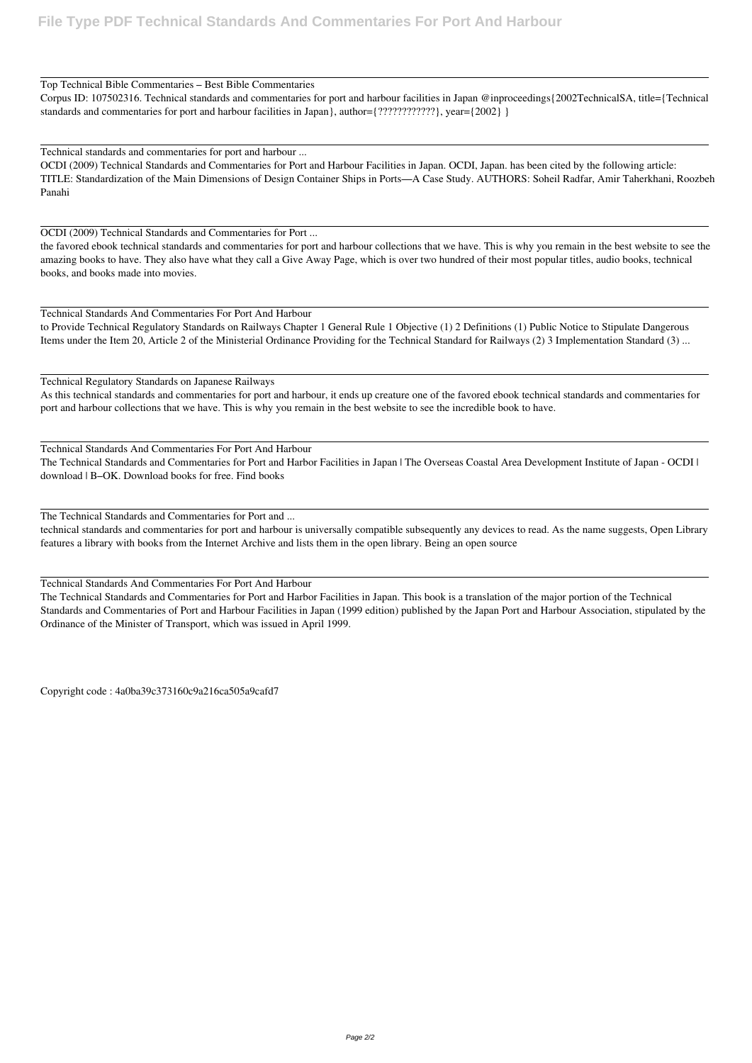Top Technical Bible Commentaries – Best Bible Commentaries

Corpus ID: 107502316. Technical standards and commentaries for port and harbour facilities in Japan @inproceedings{2002TechnicalSA, title={Technical standards and commentaries for port and harbour facilities in Japan}, author={????????????}, year={2002} }

Technical standards and commentaries for port and harbour ...

OCDI (2009) Technical Standards and Commentaries for Port and Harbour Facilities in Japan. OCDI, Japan. has been cited by the following article: TITLE: Standardization of the Main Dimensions of Design Container Ships in Ports—A Case Study. AUTHORS: Soheil Radfar, Amir Taherkhani, Roozbeh Panahi

OCDI (2009) Technical Standards and Commentaries for Port ...

the favored ebook technical standards and commentaries for port and harbour collections that we have. This is why you remain in the best website to see the amazing books to have. They also have what they call a Give Away Page, which is over two hundred of their most popular titles, audio books, technical books, and books made into movies.

Technical Standards And Commentaries For Port And Harbour

to Provide Technical Regulatory Standards on Railways Chapter 1 General Rule 1 Objective (1) 2 Definitions (1) Public Notice to Stipulate Dangerous Items under the Item 20, Article 2 of the Ministerial Ordinance Providing for the Technical Standard for Railways (2) 3 Implementation Standard (3) ...

Technical Regulatory Standards on Japanese Railways

As this technical standards and commentaries for port and harbour, it ends up creature one of the favored ebook technical standards and commentaries for port and harbour collections that we have. This is why you remain in the best website to see the incredible book to have.

Technical Standards And Commentaries For Port And Harbour

The Technical Standards and Commentaries for Port and Harbor Facilities in Japan | The Overseas Coastal Area Development Institute of Japan - OCDI | download | B–OK. Download books for free. Find books

The Technical Standards and Commentaries for Port and ...

technical standards and commentaries for port and harbour is universally compatible subsequently any devices to read. As the name suggests, Open Library features a library with books from the Internet Archive and lists them in the open library. Being an open source

Technical Standards And Commentaries For Port And Harbour

The Technical Standards and Commentaries for Port and Harbor Facilities in Japan. This book is a translation of the major portion of the Technical Standards and Commentaries of Port and Harbour Facilities in Japan (1999 edition) published by the Japan Port and Harbour Association, stipulated by the Ordinance of the Minister of Transport, which was issued in April 1999.

Copyright code : 4a0ba39c373160c9a216ca505a9cafd7